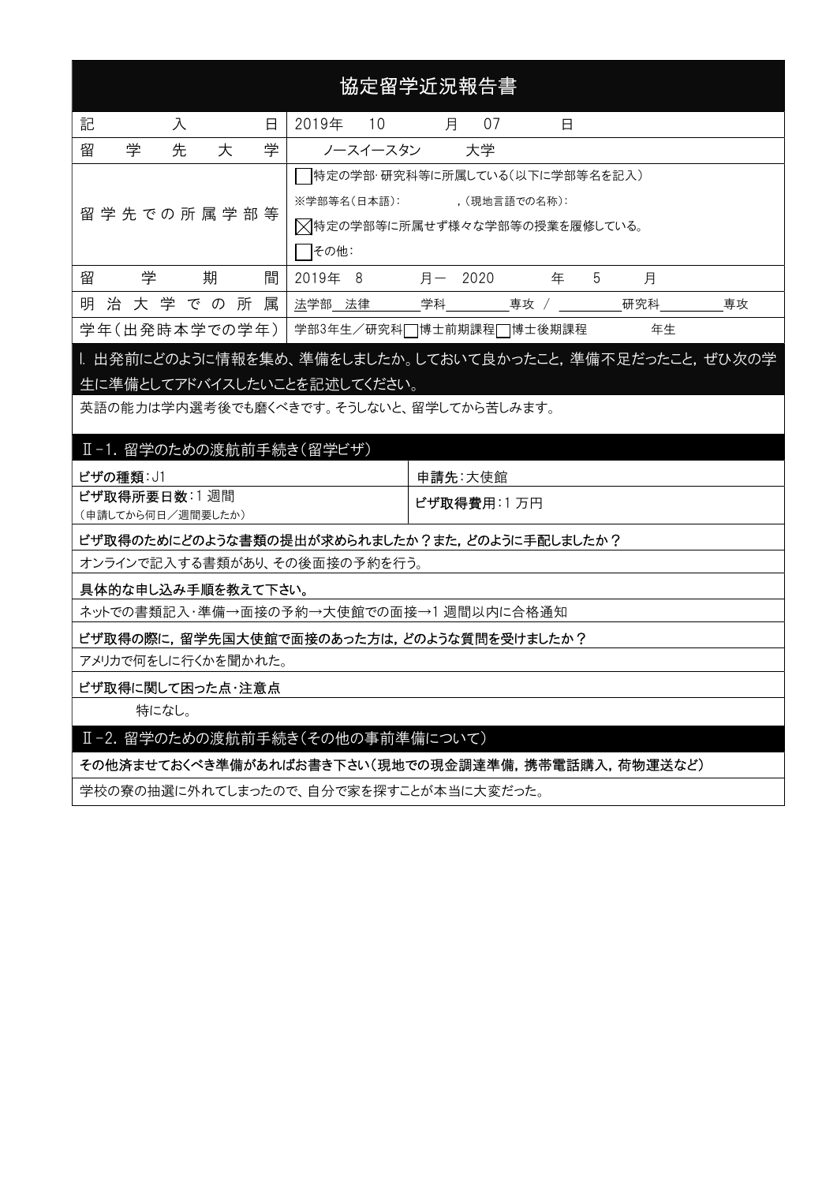# 協定留学近況報告書

| 記入日 | 2019年 10 月 07 日 |
|---|---|
| 留学先大学 | ノースイースタン 大学 |
| 留学先での所属学部等 | □特定の学部･研究科等に所属している（以下に学部等名を記入）<br>※学部等名（日本語）: ,（現地言語での名称）:<br>☒特定の学部等に所属せず様々な学部等の授業を履修している。<br>□その他: |
| 留学期間 | 2019年 8 月－ 2020 年 5 月 |
| 明治大学での所属 | 法学部 法律 学科 専攻 / 研究科 専攻 |
| 学年（出発時本学での学年） | 学部3年生／研究科□博士前期課程□博士後期課程 年生 |

## I. 出発前にどのように情報を集め、準備をしましたか。しておいて良かったこと，準備不足だったこと，ぜひ次の学生に準備としてアドバイスしたいことを記述してください。

英語の能力は学内選考後でも磨くべきです。そうしないと、留学してから苦しみます。

## Ⅱ-1. 留学のための渡航前手続き（留学ビザ）

| | |
|---|---|
| **ビザの種類**:J1 | **申請先**:大使館 |
| **ビザ取得所要日数**:1 週間<br>（申請してから何日／週間要したか） | **ビザ取得費用**:1 万円 |

**ビザ取得のためにどのような書類の提出が求められましたか？また，どのように手配しましたか？**

オンラインで記入する書類があり、その後面接の予約を行う。

**具体的な申し込み手順を教えて下さい。**

ネットでの書類記入･準備→面接の予約→大使館での面接→1 週間以内に合格通知

**ビザ取得の際に，留学先国大使館で面接のあった方は，どのような質問を受けましたか？**

アメリカで何をしに行くかを聞かれた。

**ビザ取得に関して困った点･注意点**

特になし。

## Ⅱ-2. 留学のための渡航前手続き（その他の事前準備について）

**その他済ませておくべき準備があればお書き下さい（現地での現金調達準備，携帯電話購入，荷物運送など）**

学校の寮の抽選に外れてしまったので、自分で家を探すことが本当に大変だった。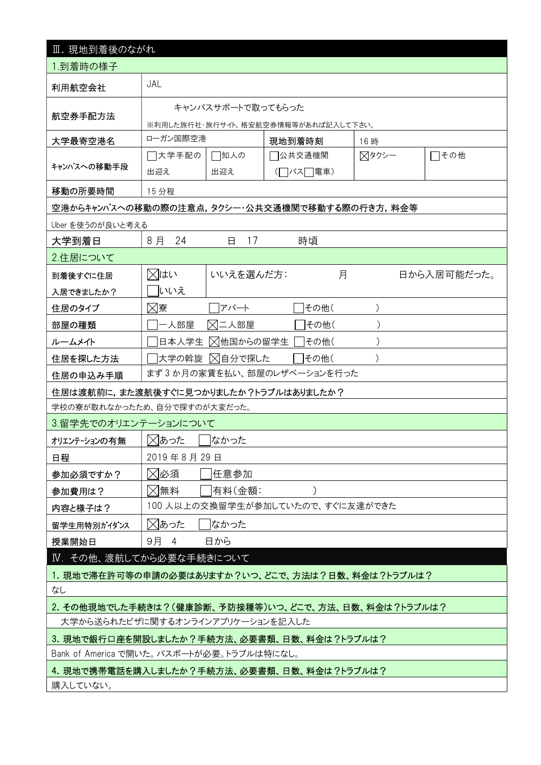## Ⅲ. 現地到着後のながれ

### 1.到着時の様子

| 項目 | 内容 |
| --- | --- |
| 利用航空会社 | JAL |
| 航空券手配方法 | キャンパスサポートで取ってもらった<br>※利用した旅行社･旅行サイト，格安航空券情報等があれば記入して下さい。 |
| 大学最寄空港名 | ローガン国際空港 |
| 現地到着時刻 | 16 時 |
| キャンパスへの移動手段 | □大学手配の出迎え　□知人の出迎え　□公共交通機関（□バス□電車）　☒タクシー　□その他 |
| 移動の所要時間 | 15 分程 |

**空港からキャンパスへの移動の際の注意点，タクシー･公共交通機関で移動する際の行き方，料金等**

Uber を使うのが良いと考える

| 項目 | 内容 |
| --- | --- |
| 大学到着日 | 8 月　24　日　17　時頃 |

### 2.住居について

| 項目 | 内容 |
| --- | --- |
| 到着後すぐに住居入居できましたか？ | ☒はい　□いいえ　　いいえを選んだ方：　月　日から入居可能だった。 |
| 住居のタイプ | ☒寮　□アパート　□その他（　） |
| 部屋の種類 | □一人部屋　☒二人部屋　□その他（　） |
| ルームメイト | □日本人学生　☒他国からの留学生　□その他（　） |
| 住居を探した方法 | □大学の斡旋　☒自分で探した　□その他（　） |
| 住居の申込み手順 | まず 3 か月の家賃を払い、部屋のレザベーションを行った |

**住居は渡航前に，また渡航後すぐに見つかりましたか？トラブルはありましたか？**

学校の寮が取れなかったため、自分で探すのが大変だった。

### 3.留学先でのオリエンテーションについて

| 項目 | 内容 |
| --- | --- |
| オリエンテーションの有無 | ☒あった　□なかった |
| 日程 | 2019 年 8 月 29 日 |
| 参加必須ですか？ | ☒必須　□任意参加 |
| 参加費用は？ | ☒無料　□有料(金額:　) |
| 内容と様子は？ | 100 人以上の交換留学生が参加していたので、すぐに友達ができた |
| 留学生用特別ガイダンス | ☒あった　□なかった |
| 授業開始日 | 9月　4　日から |

## Ⅳ. その他、渡航してから必要な手続きについて

**1. 現地で滞在許可等の申請の必要はありますか？いつ、どこで、方法は？日数、料金は？トラブルは？**

なし

**2. その他現地でした手続きは？(健康診断、予防接種等)いつ、どこで、方法、日数、料金は？トラブルは？**

大学から送られたビザに関するオンラインアプリケーションを記入した

**3. 現地で銀行口座を開設しましたか？手続方法、必要書類、日数、料金は？トラブルは？**

Bank of America で開いた。パスポートが必要。トラブルは特になし。

**4. 現地で携帯電話を購入しましたか？手続方法、必要書類、日数、料金は？トラブルは？**

購入していない。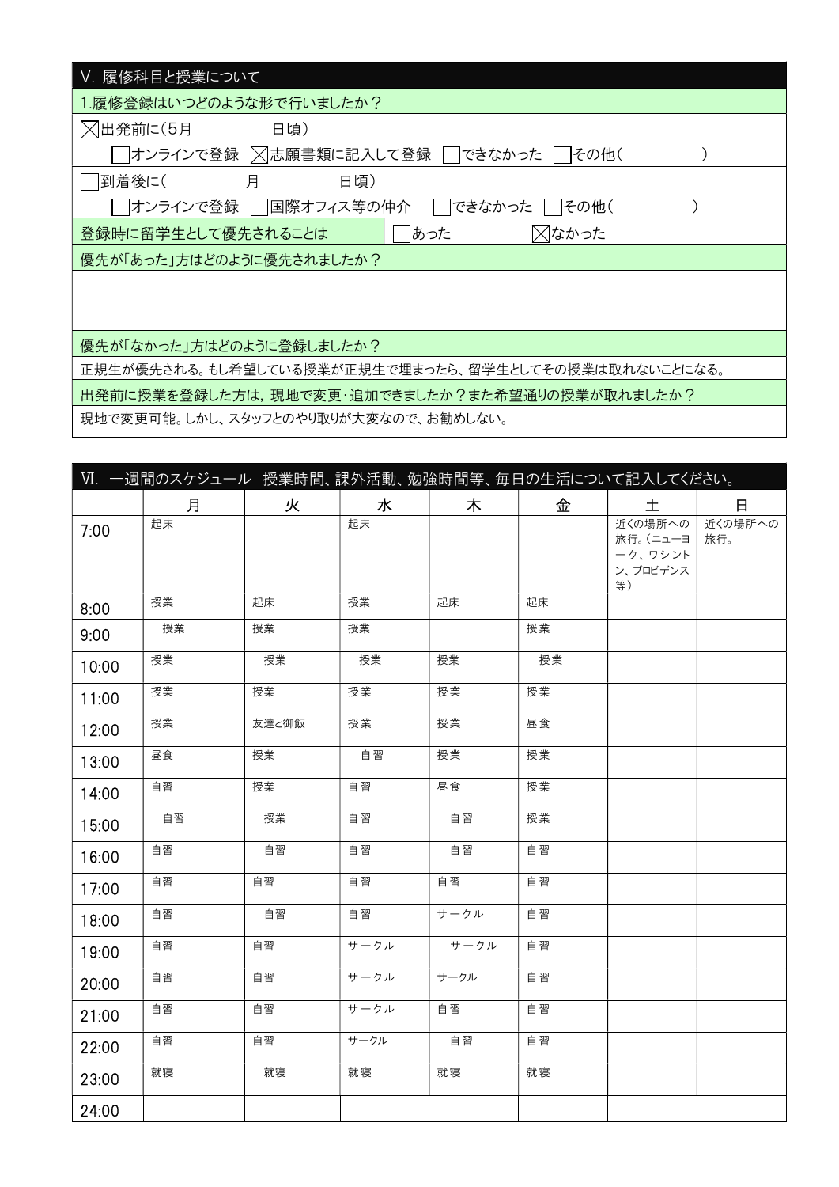## V. 履修科目と授業について

**1.履修登録はいつどのような形で行いましたか？**

☒出発前に(5月　　　　日頃)

□オンラインで登録　☒志願書類に記入して登録　□できなかった　□その他(　　　　　)

□到着後に(　　　　月　　　　日頃)

□オンラインで登録　□国際オフィス等の仲介　□できなかった　□その他(　　　　　)

| 登録時に留学生として優先されることは | □あった | ☒なかった |
|---|---|---|

**優先が「あった」方はどのように優先されましたか？**

**優先が「なかった」方はどのように登録しましたか？**

正規生が優先される。もし希望している授業が正規生で埋まったら、留学生としてその授業は取れないことになる。

**出発前に授業を登録した方は，現地で変更・追加できましたか？また希望通りの授業が取れましたか？**

現地で変更可能。しかし、スタッフとのやり取りが大変なので、お勧めしない。

## Ⅵ. 一週間のスケジュール　授業時間、課外活動、勉強時間等、毎日の生活について記入してください。

| | 月 | 火 | 水 | 木 | 金 | 土 | 日 |
|---|---|---|---|---|---|---|---|
| 7:00 | 起床 | | 起床 | | | 近くの場所への旅行。(ニューヨーク、ワシントン、プロビデンス等) | 近くの場所への旅行。 |
| 8:00 | 授業 | 起床 | 授業 | 起床 | 起床 | | |
| 9:00 | 授業 | 授業 | 授業 | | 授業 | | |
| 10:00 | 授業 | 授業 | 授業 | 授業 | 授業 | | |
| 11:00 | 授業 | 授業 | 授業 | 授業 | 授業 | | |
| 12:00 | 授業 | 友達と御飯 | 授業 | 授業 | 昼食 | | |
| 13:00 | 昼食 | 授業 | 自習 | 授業 | 授業 | | |
| 14:00 | 自習 | 授業 | 自習 | 昼食 | 授業 | | |
| 15:00 | 自習 | 授業 | 自習 | 自習 | 授業 | | |
| 16:00 | 自習 | 自習 | 自習 | 自習 | 自習 | | |
| 17:00 | 自習 | 自習 | 自習 | 自習 | 自習 | | |
| 18:00 | 自習 | 自習 | 自習 | サークル | 自習 | | |
| 19:00 | 自習 | 自習 | サークル | サークル | 自習 | | |
| 20:00 | 自習 | 自習 | サークル | サークル | 自習 | | |
| 21:00 | 自習 | 自習 | サークル | 自習 | 自習 | | |
| 22:00 | 自習 | 自習 | サークル | 自習 | 自習 | | |
| 23:00 | 就寝 | 就寝 | 就寝 | 就寝 | 就寝 | | |
| 24:00 | | | | | | | |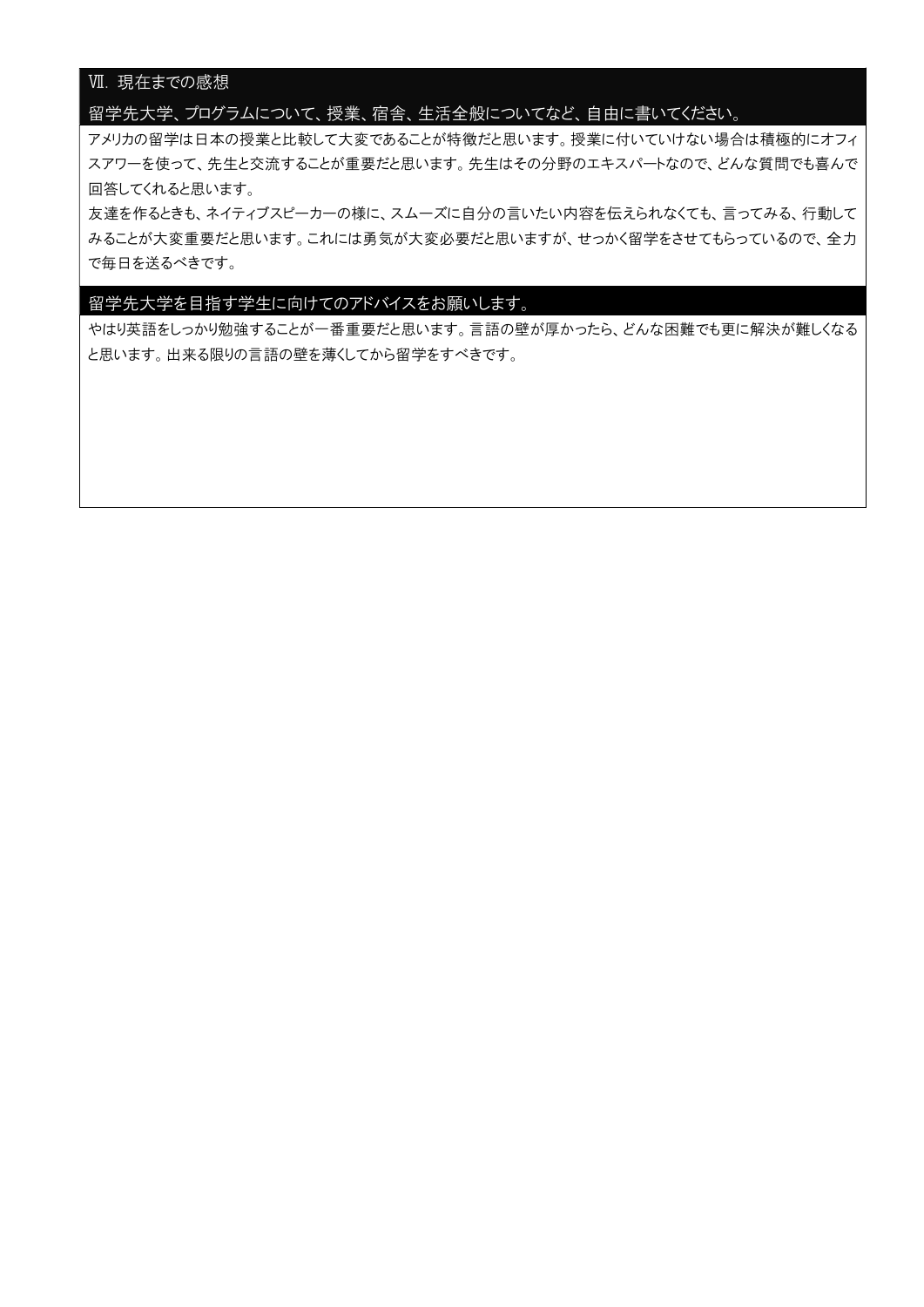## Ⅶ. 現在までの感想

### 留学先大学、プログラムについて、授業、宿舎、生活全般についてなど、自由に書いてください。

アメリカの留学は日本の授業と比較して大変であることが特徴だと思います。授業に付いていけない場合は積極的にオフィスアワーを使って、先生と交流することが重要だと思います。先生はその分野のエキスパートなので、どんな質問でも喜んで回答してくれると思います。

友達を作るときも、ネイティブスピーカーの様に、スムーズに自分の言いたい内容を伝えられなくても、言ってみる、行動してみることが大変重要だと思います。これには勇気が大変必要だと思いますが、せっかく留学をさせてもらっているので、全力で毎日を送るべきです。

### 留学先大学を目指す学生に向けてのアドバイスをお願いします。

やはり英語をしっかり勉強することが一番重要だと思います。言語の壁が厚かったら、どんな困難でも更に解決が難しくなると思います。出来る限りの言語の壁を薄くしてから留学をすべきです。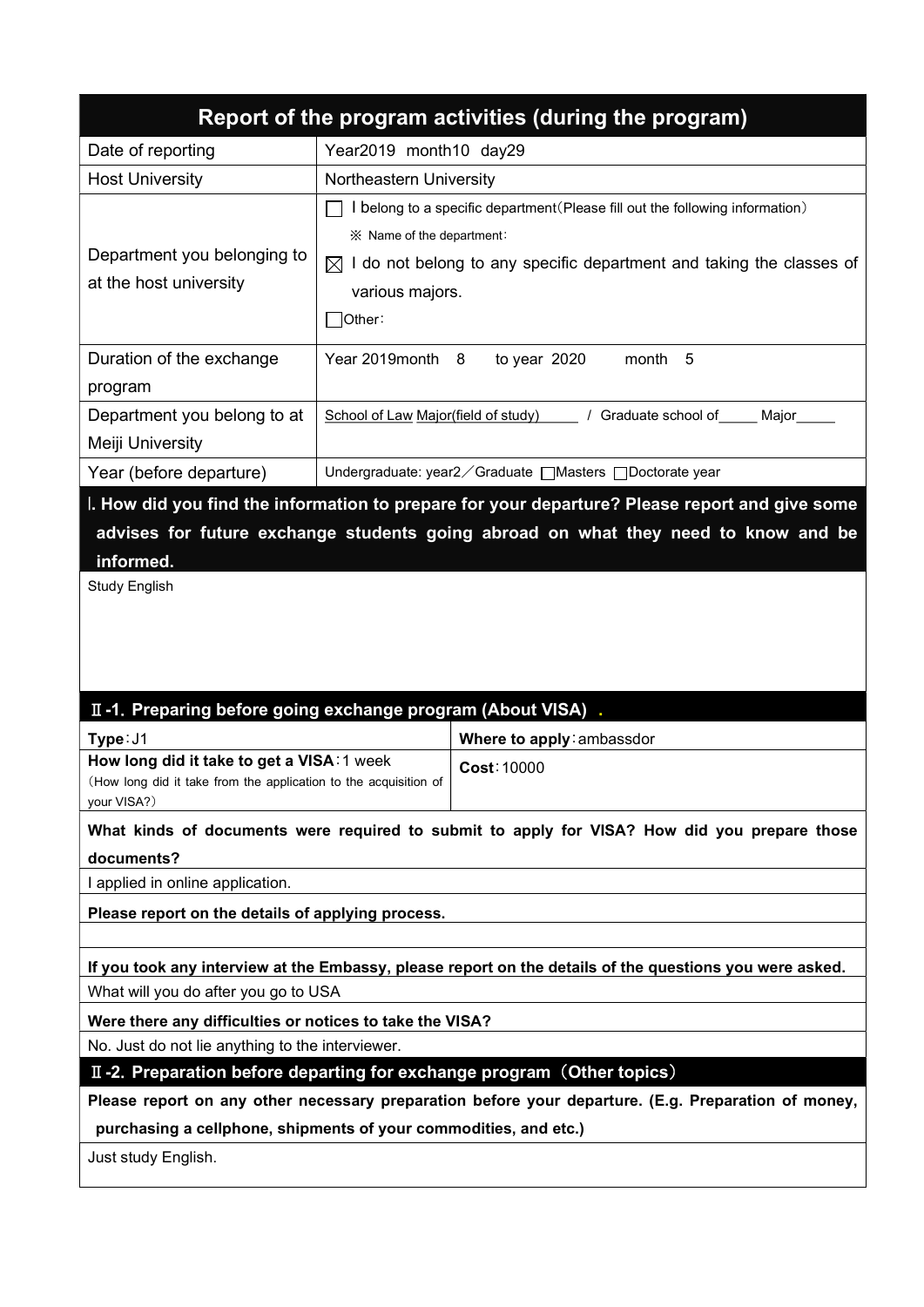# Report of the program activities (during the program)

| | |
|---|---|
| Date of reporting | Year2019 month10 day29 |
| Host University | Northeastern University |
| Department you belonging to at the host university | ☐ I belong to a specific department(Please fill out the following information)<br>※ Name of the department:<br>☒ I do not belong to any specific department and taking the classes of various majors.<br>☐Other: |
| Duration of the exchange program | Year 2019month 8 to year 2020 month 5 |
| Department you belong to at Meiji University | School of Law Major(field of study)_____ / Graduate school of_____ Major_____ |
| Year (before departure) | Undergraduate: year2／Graduate ☐Masters ☐Doctorate year |

## Ⅰ. How did you find the information to prepare for your departure? Please report and give some advises for future exchange students going abroad on what they need to know and be informed.

Study English

## Ⅱ-1. Preparing before going exchange program (About VISA) .

| | |
|---|---|
| **Type**:J1 | **Where to apply**:ambassdor |
| **How long did it take to get a VISA**:1 week<br>(How long did it take from the application to the acquisition of your VISA?) | **Cost**:10000 |

**What kinds of documents were required to submit to apply for VISA? How did you prepare those documents?**

I applied in online application.

**Please report on the details of applying process.**

**If you took any interview at the Embassy, please report on the details of the questions you were asked.**

What will you do after you go to USA

**Were there any difficulties or notices to take the VISA?**

No. Just do not lie anything to the interviewer.

## Ⅱ-2. Preparation before departing for exchange program（Other topics）

**Please report on any other necessary preparation before your departure. (E.g. Preparation of money, purchasing a cellphone, shipments of your commodities, and etc.)**

Just study English.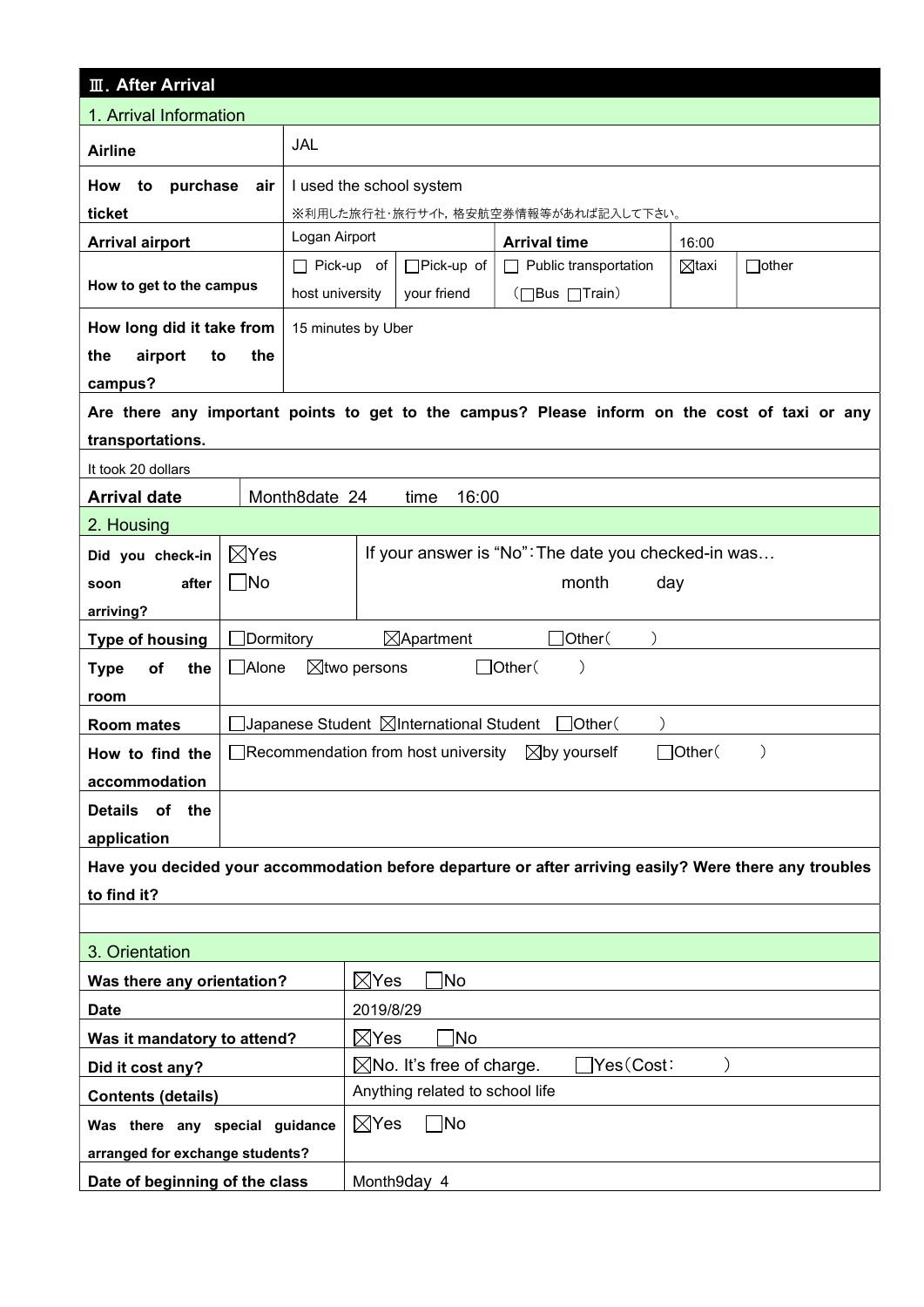## Ⅲ. After Arrival

### 1. Arrival Information

| | | | | | | |
|---|---|---|---|---|---|---|
| **Airline** | JAL | | | | | |
| **How to purchase air ticket** | I used the school system<br>※利用した旅行社・旅行サイト, 格安航空券情報等があれば記入して下さい。 | | | | | |
| **Arrival airport** | Logan Airport | | **Arrival time** | 16:00 | | |
| **How to get to the campus** | ☐ Pick-up of host university | ☐Pick-up of your friend | ☐ Public transportation (☐Bus ☐Train) | ☒taxi | ☐other | |
| **How long did it take from the airport to the campus?** | 15 minutes by Uber | | | | | |

**Are there any important points to get to the campus? Please inform on the cost of taxi or any transportations.**

It took 20 dollars

| | |
|---|---|
| **Arrival date** | Month8date 24 time 16:00 |

### 2. Housing

| | | |
|---|---|---|
| **Did you check-in soon after arriving?** | ☒Yes ☐No | If your answer is "No":The date you checked-in was… month day |
| **Type of housing** | ☐Dormitory ☒Apartment ☐Other( ) | |
| **Type of the room** | ☐Alone ☒two persons ☐Other( ) | |
| **Room mates** | ☐Japanese Student ☒International Student ☐Other( ) | |
| **How to find the accommodation** | ☐Recommendation from host university ☒by yourself ☐Other( ) | |
| **Details of the application** | | |

**Have you decided your accommodation before departure or after arriving easily? Were there any troubles to find it?**

### 3. Orientation

| | |
|---|---|
| **Was there any orientation?** | ☒Yes ☐No |
| **Date** | 2019/8/29 |
| **Was it mandatory to attend?** | ☒Yes ☐No |
| **Did it cost any?** | ☒No. It's free of charge. ☐Yes(Cost: ) |
| **Contents (details)** | Anything related to school life |
| **Was there any special guidance arranged for exchange students?** | ☒Yes ☐No |
| **Date of beginning of the class** | Month9day 4 |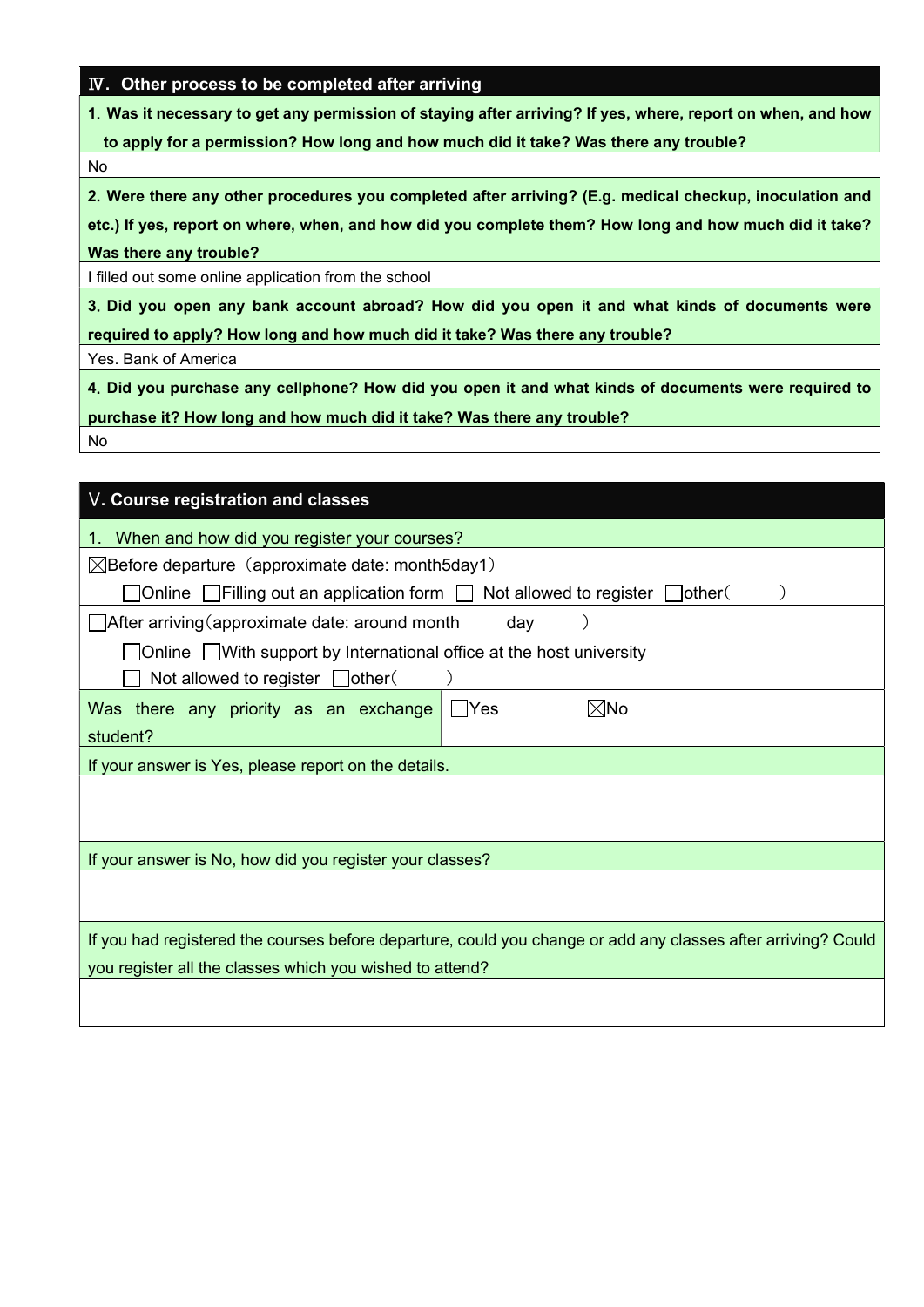## Ⅳ. Other process to be completed after arriving

**1. Was it necessary to get any permission of staying after arriving? If yes, where, report on when, and how to apply for a permission? How long and how much did it take? Was there any trouble?**

No

**2. Were there any other procedures you completed after arriving? (E.g. medical checkup, inoculation and etc.) If yes, report on where, when, and how did you complete them? How long and how much did it take? Was there any trouble?**

I filled out some online application from the school

**3. Did you open any bank account abroad? How did you open it and what kinds of documents were required to apply? How long and how much did it take? Was there any trouble?**

Yes. Bank of America

**4. Did you purchase any cellphone? How did you open it and what kinds of documents were required to purchase it? How long and how much did it take? Was there any trouble?**

No

## Ⅴ. Course registration and classes

1. When and how did you register your courses?

☒Before departure（approximate date: month5day1）

☐Online ☐Filling out an application form ☐ Not allowed to register ☐other（ ）

☐After arriving（approximate date: around month day ）

☐Online ☐With support by International office at the host university

☐ Not allowed to register ☐other（ ）

| Was there any priority as an exchange student? | ☐Yes ☒No |
| --- | --- |

If your answer is Yes, please report on the details.

If your answer is No, how did you register your classes?

If you had registered the courses before departure, could you change or add any classes after arriving? Could you register all the classes which you wished to attend?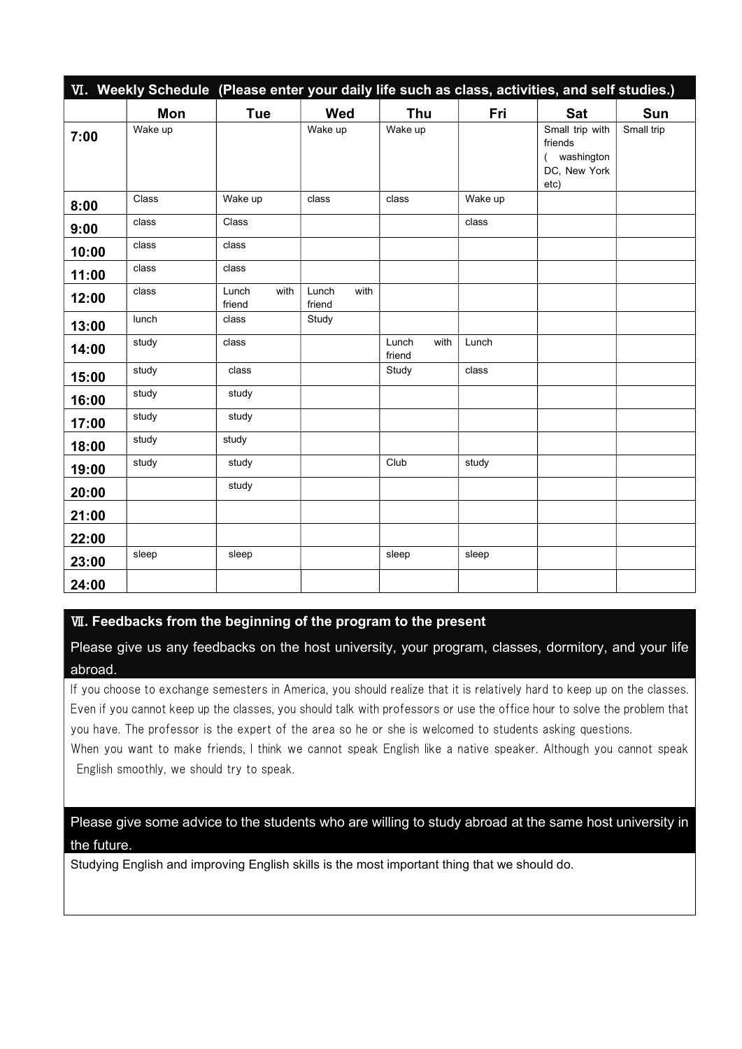## Ⅵ. Weekly Schedule (Please enter your daily life such as class, activities, and self studies.)

| | Mon | Tue | Wed | Thu | Fri | Sat | Sun |
|---|---|---|---|---|---|---|---|
| 7:00 | Wake up | | Wake up | Wake up | | Small trip with friends ( washington DC, New York etc) | Small trip |
| 8:00 | Class | Wake up | class | class | Wake up | | |
| 9:00 | class | Class | | | class | | |
| 10:00 | class | class | | | | | |
| 11:00 | class | class | | | | | |
| 12:00 | class | Lunch with friend | Lunch with friend | | | | |
| 13:00 | lunch | class | Study | | | | |
| 14:00 | study | class | | Lunch with friend | Lunch | | |
| 15:00 | study | class | | Study | class | | |
| 16:00 | study | study | | | | | |
| 17:00 | study | study | | | | | |
| 18:00 | study | study | | | | | |
| 19:00 | study | study | | Club | study | | |
| 20:00 | | study | | | | | |
| 21:00 | | | | | | | |
| 22:00 | | | | | | | |
| 23:00 | sleep | sleep | | sleep | sleep | | |
| 24:00 | | | | | | | |

## Ⅶ. Feedbacks from the beginning of the program to the present

**Please give us any feedbacks on the host university, your program, classes, dormitory, and your life abroad.**

If you choose to exchange semesters in America, you should realize that it is relatively hard to keep up on the classes. Even if you cannot keep up the classes, you should talk with professors or use the office hour to solve the problem that you have. The professor is the expert of the area so he or she is welcomed to students asking questions.

When you want to make friends, I think we cannot speak English like a native speaker. Although you cannot speak English smoothly, we should try to speak.

**Please give some advice to the students who are willing to study abroad at the same host university in the future.**

Studying English and improving English skills is the most important thing that we should do.